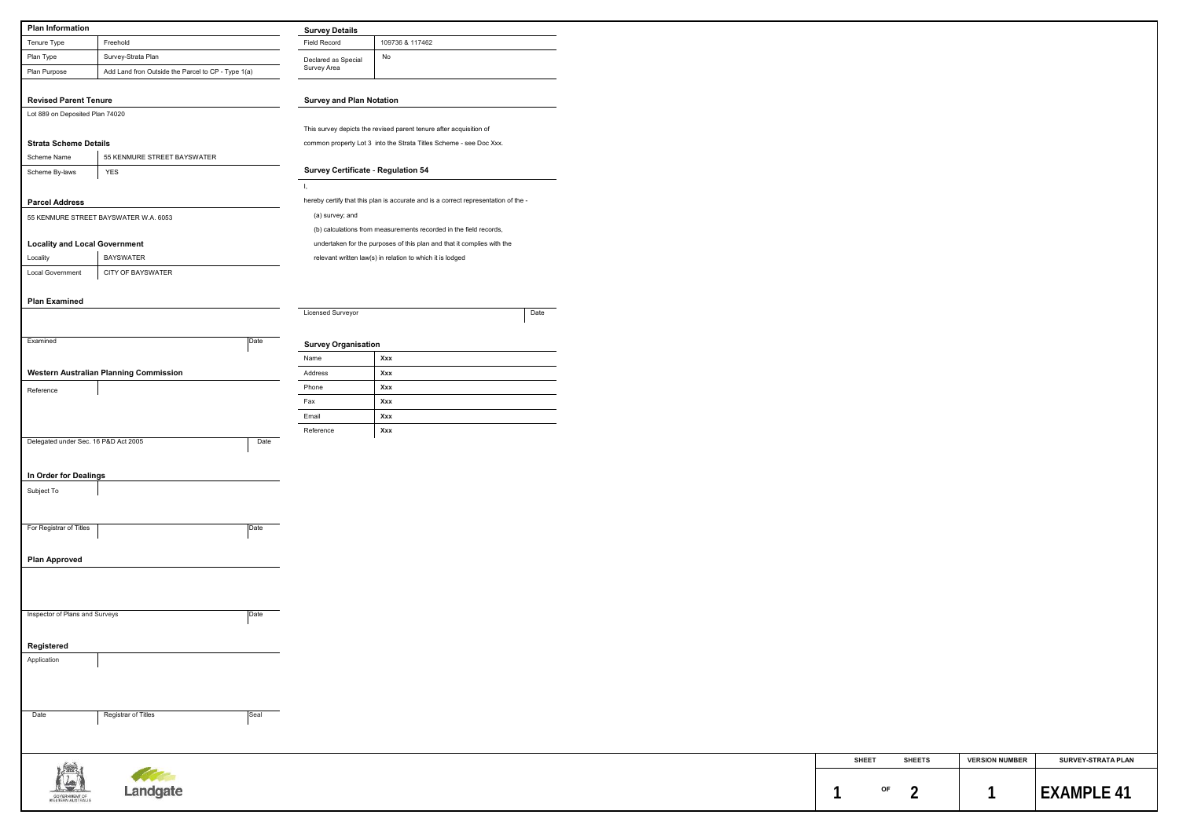## Plan Information

| Tenure Type | Freehold |
|---|---|
| Plan Type | Survey-Strata Plan |
| Plan Purpose | Add Land fron Outside the Parcel to CP - Type 1(a) |

## Revised Parent Tenure

Lot 889 on Deposited Plan 74020

## Strata Scheme Details

| Scheme Name | 55 KENMURE STREET BAYSWATER |
|---|---|
| Scheme By-laws | YES |

## Parcel Address

55 KENMURE STREET BAYSWATER W.A. 6053

## Locality and Local Government

| Locality | BAYSWATER |
|---|---|
| Local Government | CITY OF BAYSWATER |

## Plan Examined

| Examined | | Date |
|---|---|---|

## Western Australian Planning Commission

| Reference | |
|---|---|

| Delegated under Sec. 16 P&D Act 2005 | Date |
|---|---|

## In Order for Dealings

| Subject To | |
|---|---|

| For Registrar of Titles | | Date |
|---|---|---|

## Plan Approved

| Inspector of Plans and Surveys | Date |
|---|---|

## Registered

| Application | |
|---|---|

| Date | Registrar of Titles | Seal |
|---|---|---|

## Survey Details

| Field Record | 109736 & 117462 |
|---|---|
| Declared as Special Survey Area | No |

## Survey and Plan Notation

This survey depicts the revised parent tenure after acquisition of common property Lot 3 into the Strata Titles Scheme - see Doc Xxx.

## Survey Certificate - Regulation 54

I,

hereby certify that this plan is accurate and is a correct representation of the -

(a) survey; and

(b) calculations from measurements recorded in the field records,

undertaken for the purposes of this plan and that it complies with the relevant written law(s) in relation to which it is lodged

| Licensed Surveyor | Date |
|---|---|

## Survey Organisation

| Name | Xxx |
|---|---|
| Address | Xxx |
| Phone | Xxx |
| Fax | Xxx |
| Email | Xxx |
| Reference | Xxx |

GOVERNMENT OF WESTERN AUSTRALIA

Landgate

| SHEET | | SHEETS | VERSION NUMBER | SURVEY-STRATA PLAN |
|---|---|---|---|---|
| 1 | OF | 2 | 1 | EXAMPLE 41 |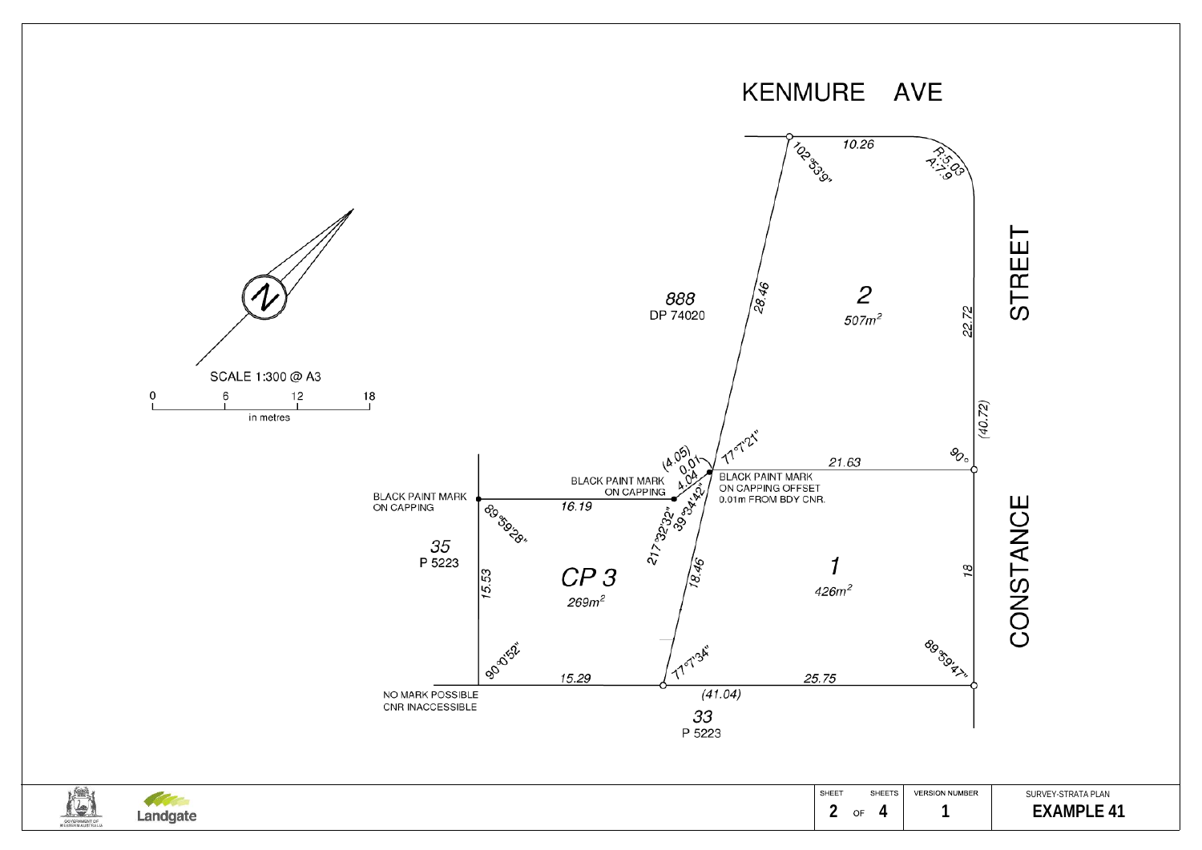KENMURE AVE

CONSTANCE STREET

SCALE 1:300 @ A3

0 6 12 18

in metres

N

888
DP 74020

2
507m²

1
426m²

CP 3
269m²

35
P 5223

33
P 5223

10.26

R:5.03
A:7.9

102°53'9"

28.46

22.72

(40.72)

90°

77°7'21"

21.63

(4.05)
0.01
4.04

BLACK PAINT MARK ON CAPPING

BLACK PAINT MARK ON CAPPING OFFSET 0.01m FROM BDY CNR.

BLACK PAINT MARK ON CAPPING

16.19

89°59'28"

217°32'32"

39°34'42"

18.46

18

15.53

90°0'52"

77°7'34"

89°59'47"

15.29

25.75

(41.04)

NO MARK POSSIBLE
CNR INACCESSIBLE

SURVEY-STRATA PLAN

**EXAMPLE 41**

VERSION NUMBER 1

Landgate

GOVERNMENT OF WESTERN AUSTRALIA